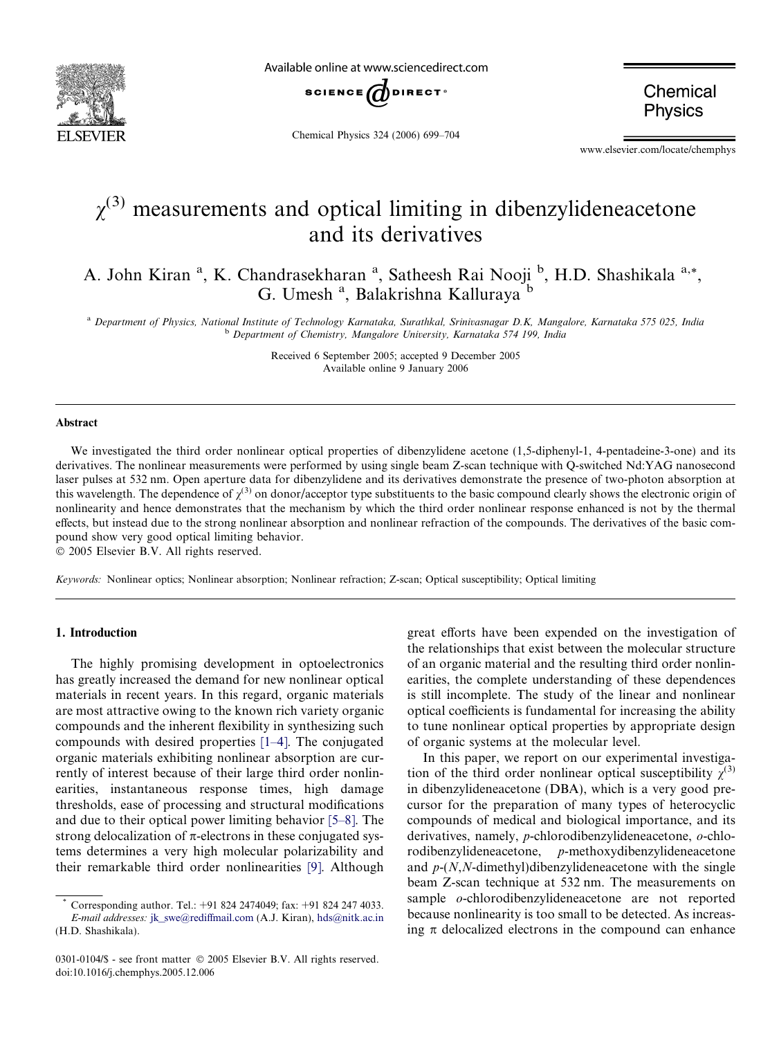# $\chi^{(3)}$ measurements and optical limiting in dibenzylideneacetone and its derivatives

A. John Kiran [a], K. Chandrasekharan [a], Satheesh Rai Nooji [b], H.D. Shashikala [a,*], G. Umesh [a], Balakrishna Kalluraya [b]

[a] Department of Physics, National Institute of Technology Karnataka, Surathkal, Srinivasnagar D.K, Mangalore, Karnataka 575 025, India

[b] Department of Chemistry, Mangalore University, Karnataka 574 199, India

Received 6 September 2005; accepted 9 December 2005
Available online 9 January 2006

## Abstract

We investigated the third order nonlinear optical properties of dibenzylidene acetone (1,5-diphenyl-1, 4-pentadeine-3-one) and its derivatives. The nonlinear measurements were performed by using single beam Z-scan technique with Q-switched Nd:YAG nanosecond laser pulses at 532 nm. Open aperture data for dibenzylidene and its derivatives demonstrate the presence of two-photon absorption at this wavelength. The dependence of $\chi^{(3)}$ on donor/acceptor type substituents to the basic compound clearly shows the electronic origin of nonlinearity and hence demonstrates that the mechanism by which the third order nonlinear response enhanced is not by the thermal effects, but instead due to the strong nonlinear absorption and nonlinear refraction of the compounds. The derivatives of the basic compound show very good optical limiting behavior.

© 2005 Elsevier B.V. All rights reserved.

*Keywords:* Nonlinear optics; Nonlinear absorption; Nonlinear refraction; Z-scan; Optical susceptibility; Optical limiting

## 1. Introduction

The highly promising development in optoelectronics has greatly increased the demand for new nonlinear optical materials in recent years. In this regard, organic materials are most attractive owing to the known rich variety organic compounds and the inherent flexibility in synthesizing such compounds with desired properties [1–4]. The conjugated organic materials exhibiting nonlinear absorption are currently of interest because of their large third order nonlinearities, instantaneous response times, high damage thresholds, ease of processing and structural modifications and due to their optical power limiting behavior [5–8]. The strong delocalization of π-electrons in these conjugated systems determines a very high molecular polarizability and their remarkable third order nonlinearities [9]. Although great efforts have been expended on the investigation of the relationships that exist between the molecular structure of an organic material and the resulting third order nonlinearities, the complete understanding of these dependences is still incomplete. The study of the linear and nonlinear optical coefficients is fundamental for increasing the ability to tune nonlinear optical properties by appropriate design of organic systems at the molecular level.

In this paper, we report on our experimental investigation of the third order nonlinear optical susceptibility $\chi^{(3)}$ in dibenzylideneacetone (DBA), which is a very good precursor for the preparation of many types of heterocyclic compounds of medical and biological importance, and its derivatives, namely, *p*-chlorodibenzylideneacetone, *o*-chlorodibenzylideneacetone, *p*-methoxydibenzylideneacetone and *p*-(*N*,*N*-dimethyl)dibenzylideneacetone with the single beam Z-scan technique at 532 nm. The measurements on sample *o*-chlorodibenzylideneacetone are not reported because nonlinearity is too small to be detected. As increasing π delocalized electrons in the compound can enhance

* Corresponding author. Tel.: +91 824 2474049; fax: +91 824 247 4033.
*E-mail addresses:* jk_swe@rediffmail.com (A.J. Kiran), hds@nitk.ac.in (H.D. Shashikala).

0301-0104/$ - see front matter © 2005 Elsevier B.V. All rights reserved.
doi:10.1016/j.chemphys.2005.12.006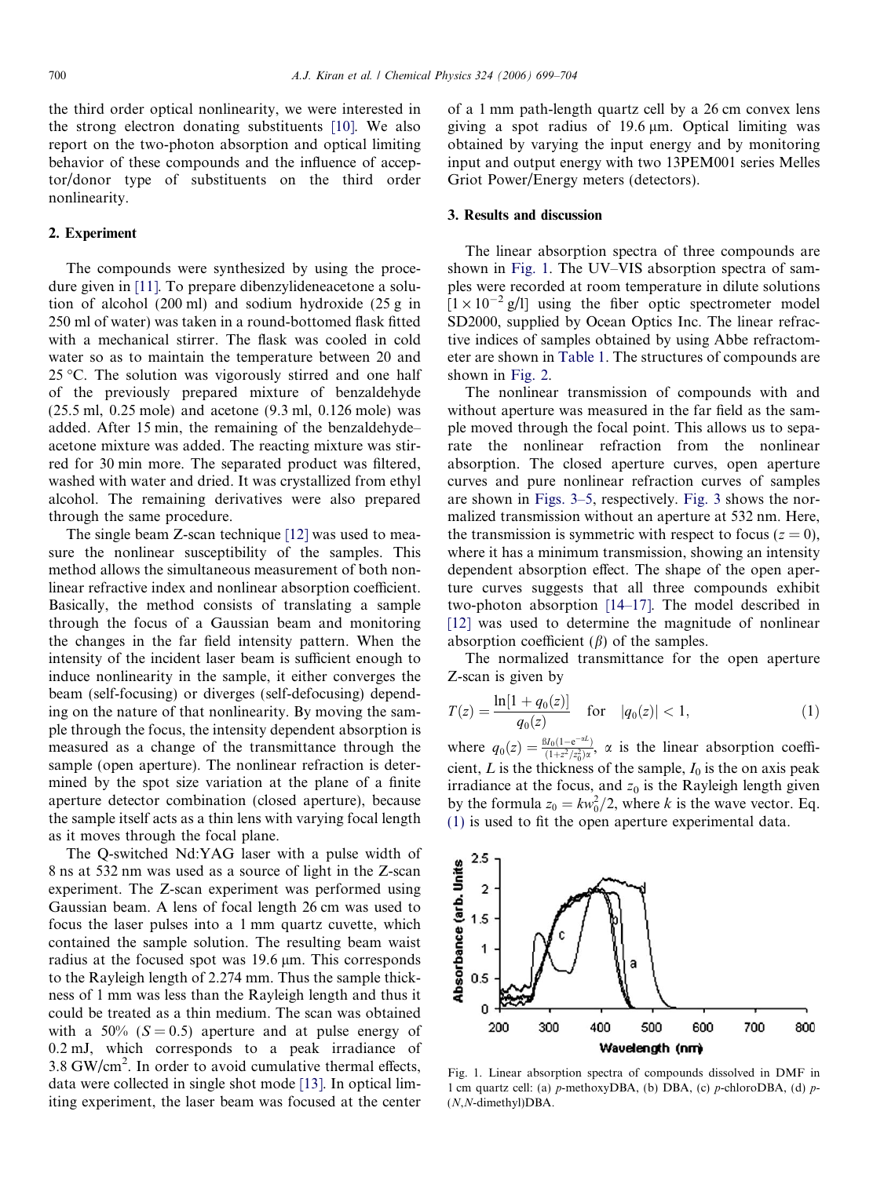the third order optical nonlinearity, we were interested in the strong electron donating substituents [10]. We also report on the two-photon absorption and optical limiting behavior of these compounds and the influence of acceptor/donor type of substituents on the third order nonlinearity.

## 2. Experiment

The compounds were synthesized by using the procedure given in [11]. To prepare dibenzylideneacetone a solution of alcohol (200 ml) and sodium hydroxide (25 g in 250 ml of water) was taken in a round-bottomed flask fitted with a mechanical stirrer. The flask was cooled in cold water so as to maintain the temperature between 20 and 25 °C. The solution was vigorously stirred and one half of the previously prepared mixture of benzaldehyde (25.5 ml, 0.25 mole) and acetone (9.3 ml, 0.126 mole) was added. After 15 min, the remaining of the benzaldehyde–acetone mixture was added. The reacting mixture was stirred for 30 min more. The separated product was filtered, washed with water and dried. It was crystallized from ethyl alcohol. The remaining derivatives were also prepared through the same procedure.

The single beam Z-scan technique [12] was used to measure the nonlinear susceptibility of the samples. This method allows the simultaneous measurement of both nonlinear refractive index and nonlinear absorption coefficient. Basically, the method consists of translating a sample through the focus of a Gaussian beam and monitoring the changes in the far field intensity pattern. When the intensity of the incident laser beam is sufficient enough to induce nonlinearity in the sample, it either converges the beam (self-focusing) or diverges (self-defocusing) depending on the nature of that nonlinearity. By moving the sample through the focus, the intensity dependent absorption is measured as a change of the transmittance through the sample (open aperture). The nonlinear refraction is determined by the spot size variation at the plane of a finite aperture detector combination (closed aperture), because the sample itself acts as a thin lens with varying focal length as it moves through the focal plane.

The Q-switched Nd:YAG laser with a pulse width of 8 ns at 532 nm was used as a source of light in the Z-scan experiment. The Z-scan experiment was performed using Gaussian beam. A lens of focal length 26 cm was used to focus the laser pulses into a 1 mm quartz cuvette, which contained the sample solution. The resulting beam waist radius at the focused spot was 19.6 μm. This corresponds to the Rayleigh length of 2.274 mm. Thus the sample thickness of 1 mm was less than the Rayleigh length and thus it could be treated as a thin medium. The scan was obtained with a 50% ($S = 0.5$) aperture and at pulse energy of 0.2 mJ, which corresponds to a peak irradiance of 3.8 GW/cm$^2$. In order to avoid cumulative thermal effects, data were collected in single shot mode [13]. In optical limiting experiment, the laser beam was focused at the center of a 1 mm path-length quartz cell by a 26 cm convex lens giving a spot radius of 19.6 μm. Optical limiting was obtained by varying the input energy and by monitoring input and output energy with two 13PEM001 series Melles Griot Power/Energy meters (detectors).

## 3. Results and discussion

The linear absorption spectra of three compounds are shown in Fig. 1. The UV–VIS absorption spectra of samples were recorded at room temperature in dilute solutions [$1 \times 10^{-2}$ g/l] using the fiber optic spectrometer model SD2000, supplied by Ocean Optics Inc. The linear refractive indices of samples obtained by using Abbe refractometer are shown in Table 1. The structures of compounds are shown in Fig. 2.

The nonlinear transmission of compounds with and without aperture was measured in the far field as the sample moved through the focal point. This allows us to separate the nonlinear refraction from the nonlinear absorption. The closed aperture curves, open aperture curves and pure nonlinear refraction curves of samples are shown in Figs. 3–5, respectively. Fig. 3 shows the normalized transmission without an aperture at 532 nm. Here, the transmission is symmetric with respect to focus ($z = 0$), where it has a minimum transmission, showing an intensity dependent absorption effect. The shape of the open aperture curves suggests that all three compounds exhibit two-photon absorption [14–17]. The model described in [12] was used to determine the magnitude of nonlinear absorption coefficient ($\beta$) of the samples.

The normalized transmittance for the open aperture Z-scan is given by

$$T(z) = \frac{\ln[1 + q_0(z)]}{q_0(z)} \quad \text{for} \quad |q_0(z)| < 1, \tag{1}$$

where $q_0(z) = \frac{\beta I_0(1-e^{-\alpha L})}{(1+z^2/z_0^2)\alpha}$, $\alpha$ is the linear absorption coefficient, $L$ is the thickness of the sample, $I_0$ is the on axis peak irradiance at the focus, and $z_0$ is the Rayleigh length given by the formula $z_0 = kw_0^2/2$, where $k$ is the wave vector. Eq. (1) is used to fit the open aperture experimental data.

Fig. 1. Linear absorption spectra of compounds dissolved in DMF in 1 cm quartz cell: (a) *p*-methoxyDBA, (b) DBA, (c) *p*-chloroDBA, (d) *p*-(*N*,*N*-dimethyl)DBA.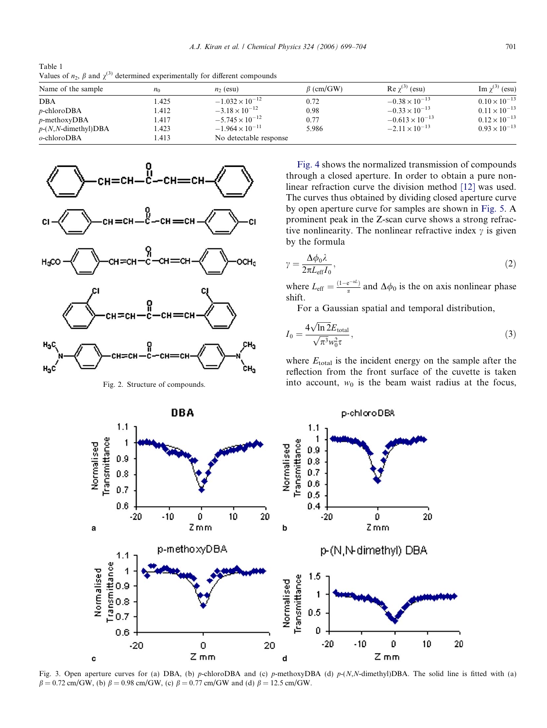Table 1
Values of $n_2$, $\beta$ and $\chi^{(3)}$ determined experimentally for different compounds

| Name of the sample | $n_0$ | $n_2$ (esu) | $\beta$ (cm/GW) | Re $\chi^{(3)}$ (esu) | Im $\chi^{(3)}$ (esu) |
|---|---|---|---|---|---|
| DBA | 1.425 | $-1.032 \times 10^{-12}$ | 0.72 | $-0.38 \times 10^{-13}$ | $0.10 \times 10^{-13}$ |
| *p*-chloroDBA | 1.412 | $-3.18 \times 10^{-12}$ | 0.98 | $-0.33 \times 10^{-13}$ | $0.11 \times 10^{-13}$ |
| *p*-methoxyDBA | 1.417 | $-5.745 \times 10^{-12}$ | 0.77 | $-0.613 \times 10^{-13}$ | $0.12 \times 10^{-13}$ |
| *p*-(*N*,*N*-dimethyl)DBA | 1.423 | $-1.964 \times 10^{-11}$ | 5.986 | $-2.11 \times 10^{-13}$ | $0.93 \times 10^{-13}$ |
| *o*-chloroDBA | 1.413 | No detectable response | | | |

Fig. 2. Structure of compounds.

Fig. 4 shows the normalized transmission of compounds through a closed aperture. In order to obtain a pure nonlinear refraction curve the division method [12] was used. The curves thus obtained by dividing closed aperture curve by open aperture curve for samples are shown in Fig. 5. A prominent peak in the Z-scan curve shows a strong refractive nonlinearity. The nonlinear refractive index $\gamma$ is given by the formula

$$\gamma = \frac{\Delta\phi_0 \lambda}{2\pi L_{\text{eff}} I_0}, \tag{2}$$

where $L_{\text{eff}} = \frac{(1-e^{-\alpha L})}{\alpha}$ and $\Delta\phi_0$ is the on axis nonlinear phase shift.

For a Gaussian spatial and temporal distribution,

$$I_0 = \frac{4\sqrt{\ln 2} E_{\text{total}}}{\sqrt{\pi^3} w_0^2 \tau}, \tag{3}$$

where $E_{\text{total}}$ is the incident energy on the sample after the reflection from the front surface of the cuvette is taken into account, $w_0$ is the beam waist radius at the focus,

Fig. 3. Open aperture curves for (a) DBA, (b) *p*-chloroDBA and (c) *p*-methoxyDBA (d) *p*-(*N*,*N*-dimethyl)DBA. The solid line is fitted with (a) $\beta = 0.72$ cm/GW, (b) $\beta = 0.98$ cm/GW, (c) $\beta = 0.77$ cm/GW and (d) $\beta = 12.5$ cm/GW.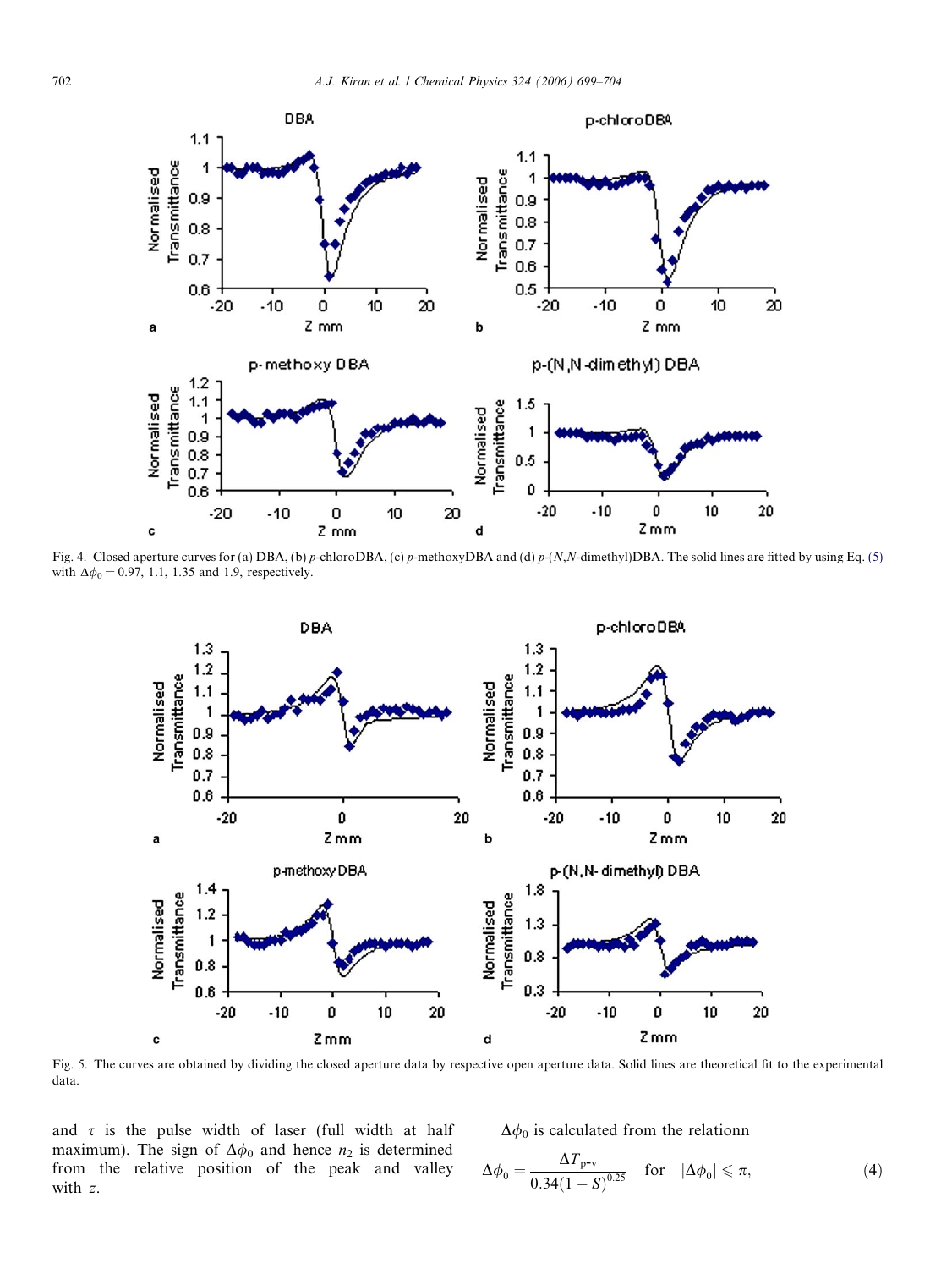Fig. 4. Closed aperture curves for (a) DBA, (b) *p*-chloroDBA, (c) *p*-methoxyDBA and (d) *p*-(*N*,*N*-dimethyl)DBA. The solid lines are fitted by using Eq. (5) with $\Delta\phi_0 = 0.97$, 1.1, 1.35 and 1.9, respectively.

Fig. 5. The curves are obtained by dividing the closed aperture data by respective open aperture data. Solid lines are theoretical fit to the experimental data.

and $\tau$ is the pulse width of laser (full width at half maximum). The sign of $\Delta\phi_0$ and hence $n_2$ is determined from the relative position of the peak and valley with $z$.

$\Delta\phi_0$ is calculated from the relationn

$$\Delta\phi_0 = \frac{\Delta T_{\text{p-v}}}{0.34(1-S)^{0.25}} \quad \text{for} \quad |\Delta\phi_0| \leqslant \pi, \tag{4}$$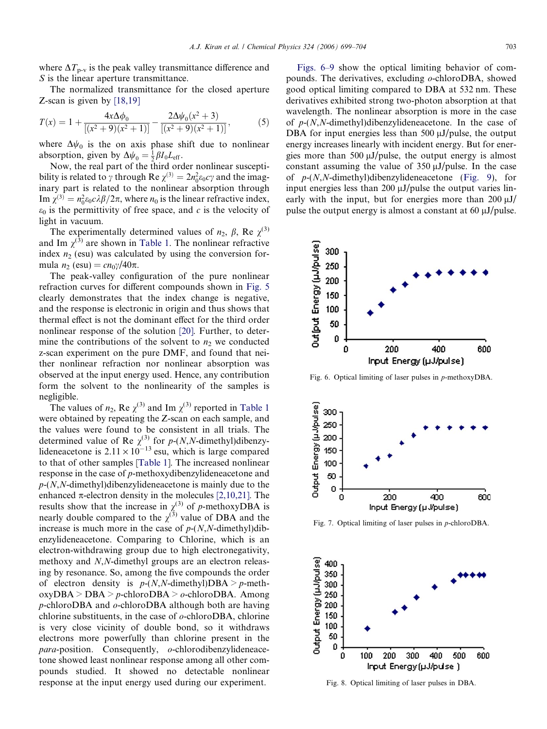where $\Delta T_{p\text{-}v}$ is the peak valley transmittance difference and $S$ is the linear aperture transmittance.

The normalized transmittance for the closed aperture Z-scan is given by [18,19]

$$T(x) = 1 + \frac{4x\Delta\phi_0}{[(x^2+9)(x^2+1)]} - \frac{2\Delta\psi_0(x^2+3)}{[(x^2+9)(x^2+1)]}, \quad (5)$$

where $\Delta\psi_0$ is the on axis phase shift due to nonlinear absorption, given by $\Delta\psi_0 = \frac{1}{2}\beta I_0 L_{\text{eff}}$.

Now, the real part of the third order nonlinear susceptibility is related to $\gamma$ through $\text{Re}\,\chi^{(3)} = 2n_0^2\varepsilon_0 c\gamma$ and the imaginary part is related to the nonlinear absorption through $\text{Im}\,\chi^{(3)} = n_0^2\varepsilon_0 c\lambda\beta/2\pi$, where $n_0$ is the linear refractive index, $\varepsilon_0$ is the permittivity of free space, and $c$ is the velocity of light in vacuum.

The experimentally determined values of $n_2$, $\beta$, $\text{Re}\,\chi^{(3)}$ and $\text{Im}\,\chi^{(3)}$ are shown in Table 1. The nonlinear refractive index $n_2$ (esu) was calculated by using the conversion formula $n_2\,(\text{esu}) = cn_0\gamma/40\pi$.

The peak-valley configuration of the pure nonlinear refraction curves for different compounds shown in Fig. 5 clearly demonstrates that the index change is negative, and the response is electronic in origin and thus shows that thermal effect is not the dominant effect for the third order nonlinear response of the solution [20]. Further, to determine the contributions of the solvent to $n_2$ we conducted z-scan experiment on the pure DMF, and found that neither nonlinear refraction nor nonlinear absorption was observed at the input energy used. Hence, any contribution form the solvent to the nonlinearity of the samples is negligible.

The values of $n_2$, $\text{Re}\,\chi^{(3)}$ and $\text{Im}\,\chi^{(3)}$ reported in Table 1 were obtained by repeating the Z-scan on each sample, and the values were found to be consistent in all trials. The determined value of $\text{Re}\,\chi^{(3)}$ for *p*-(*N*,*N*-dimethyl)dibenzylideneacetone is $2.11 \times 10^{-13}$ esu, which is large compared to that of other samples [Table 1]. The increased nonlinear response in the case of *p*-methoxydibenzylideneacetone and *p*-(*N*,*N*-dimethyl)dibenzylideneacetone is mainly due to the enhanced π-electron density in the molecules [2,10,21]. The results show that the increase in $\chi^{(3)}$ of *p*-methoxyDBA is nearly double compared to the $\chi^{(3)}$ value of DBA and the increase is much more in the case of *p*-(*N*,*N*-dimethyl)dibenzylideneacetone. Comparing to Chlorine, which is an electron-withdrawing group due to high electronegativity, methoxy and *N*,*N*-dimethyl groups are an electron releasing by resonance. So, among the five compounds the order of electron density is *p*-(*N*,*N*-dimethyl)DBA > *p*-methoxyDBA > DBA > *p*-chloroDBA > *o*-chloroDBA. Among *p*-chloroDBA and *o*-chloroDBA although both are having chlorine substituents, in the case of *o*-chloroDBA, chlorine is very close vicinity of double bond, so it withdraws electrons more powerfully than chlorine present in the *para*-position. Consequently, *o*-chlorodibenzylideneacetone showed least nonlinear response among all other compounds studied. It showed no detectable nonlinear response at the input energy used during our experiment.

Figs. 6–9 show the optical limiting behavior of compounds. The derivatives, excluding *o*-chloroDBA, showed good optical limiting compared to DBA at 532 nm. These derivatives exhibited strong two-photon absorption at that wavelength. The nonlinear absorption is more in the case of *p*-(*N*,*N*-dimethyl)dibenzylideneacetone. In the case of DBA for input energies less than 500 μJ/pulse, the output energy increases linearly with incident energy. But for energies more than 500 μJ/pulse, the output energy is almost constant assuming the value of 350 μJ/pulse. In the case of *p*-(*N*,*N*-dimethyl)dibenzylideneacetone (Fig. 9), for input energies less than 200 μJ/pulse the output varies linearly with the input, but for energies more than 200 μJ/pulse the output energy is almost a constant at 60 μJ/pulse.

Fig. 6. Optical limiting of laser pulses in *p*-methoxyDBA.

Fig. 7. Optical limiting of laser pulses in *p*-chloroDBA.

Fig. 8. Optical limiting of laser pulses in DBA.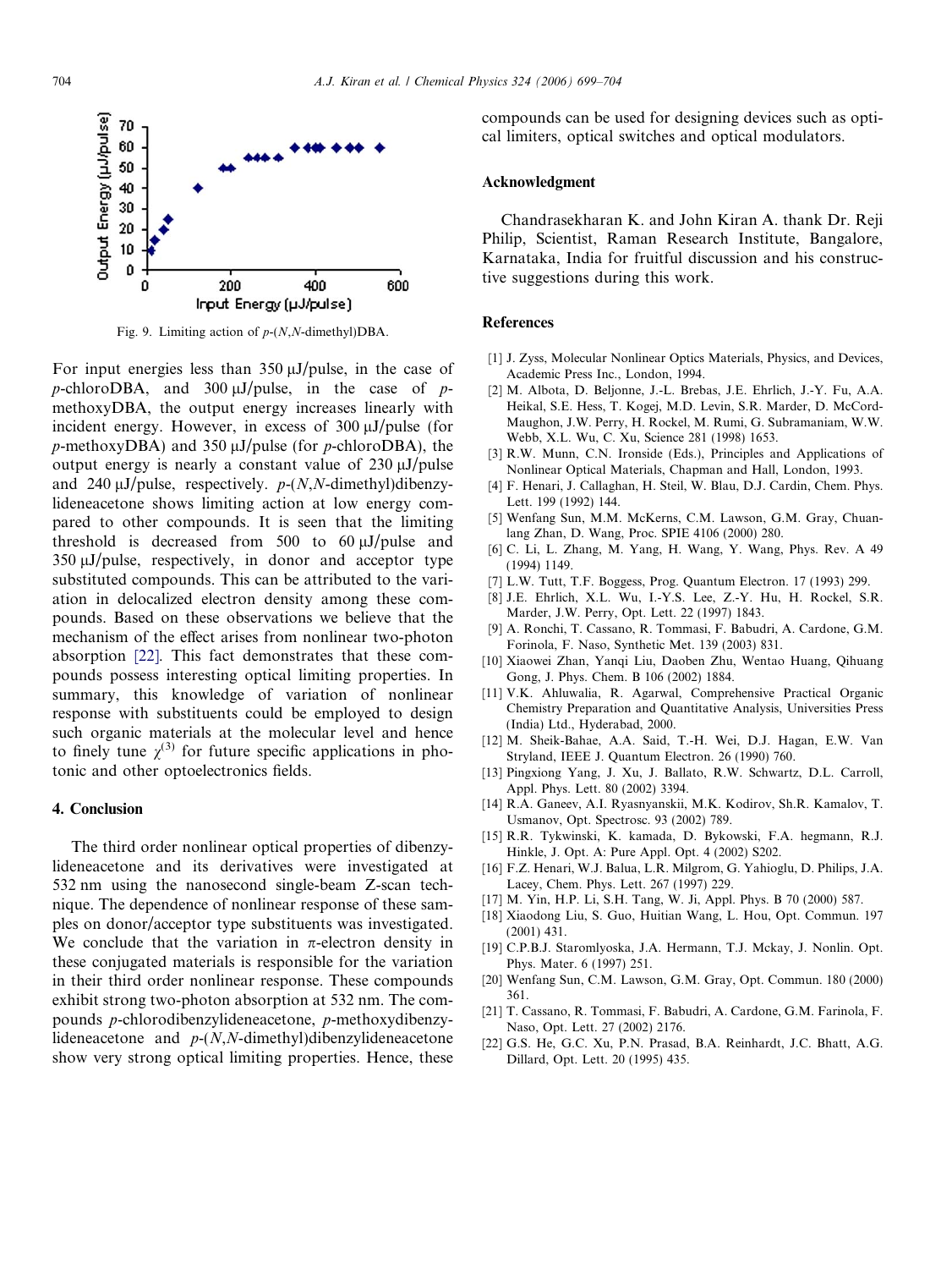Output Energy (μJ/pulse)

70
60
50
40
30
20
10
0

0 200 400 600

Input Energy (μJ/pulse)

Fig. 9. Limiting action of *p*-(*N*,*N*-dimethyl)DBA.

For input energies less than 350 μJ/pulse, in the case of *p*-chloroDBA, and 300 μJ/pulse, in the case of *p*-methoxyDBA, the output energy increases linearly with incident energy. However, in excess of 300 μJ/pulse (for *p*-methoxyDBA) and 350 μJ/pulse (for *p*-chloroDBA), the output energy is nearly a constant value of 230 μJ/pulse and 240 μJ/pulse, respectively. *p*-(*N*,*N*-dimethyl)dibenzylideneacetone shows limiting action at low energy compared to other compounds. It is seen that the limiting threshold is decreased from 500 to 60 μJ/pulse and 350 μJ/pulse, respectively, in donor and acceptor type substituted compounds. This can be attributed to the variation in delocalized electron density among these compounds. Based on these observations we believe that the mechanism of the effect arises from nonlinear two-photon absorption [22]. This fact demonstrates that these compounds possess interesting optical limiting properties. In summary, this knowledge of variation of nonlinear response with substituents could be employed to design such organic materials at the molecular level and hence to finely tune $\chi^{(3)}$ for future specific applications in photonic and other optoelectronics fields.

## 4. Conclusion

The third order nonlinear optical properties of dibenzylideneacetone and its derivatives were investigated at 532 nm using the nanosecond single-beam Z-scan technique. The dependence of nonlinear response of these samples on donor/acceptor type substituents was investigated. We conclude that the variation in π-electron density in these conjugated materials is responsible for the variation in their third order nonlinear response. These compounds exhibit strong two-photon absorption at 532 nm. The compounds *p*-chlorodibenzylideneacetone, *p*-methoxydibenzylideneacetone and *p*-(*N*,*N*-dimethyl)dibenzylideneacetone show very strong optical limiting properties. Hence, these compounds can be used for designing devices such as optical limiters, optical switches and optical modulators.

## Acknowledgment

Chandrasekharan K. and John Kiran A. thank Dr. Reji Philip, Scientist, Raman Research Institute, Bangalore, Karnataka, India for fruitful discussion and his constructive suggestions during this work.

## References

[1] J. Zyss, Molecular Nonlinear Optics Materials, Physics, and Devices, Academic Press Inc., London, 1994.
[2] M. Albota, D. Beljonne, J.-L. Brebas, J.E. Ehrlich, J.-Y. Fu, A.A. Heikal, S.E. Hess, T. Kogej, M.D. Levin, S.R. Marder, D. McCord-Maughon, J.W. Perry, H. Rockel, M. Rumi, G. Subramaniam, W.W. Webb, X.L. Wu, C. Xu, Science 281 (1998) 1653.
[3] R.W. Munn, C.N. Ironside (Eds.), Principles and Applications of Nonlinear Optical Materials, Chapman and Hall, London, 1993.
[4] F. Henari, J. Callaghan, H. Steil, W. Blau, D.J. Cardin, Chem. Phys. Lett. 199 (1992) 144.
[5] Wenfang Sun, M.M. McKerns, C.M. Lawson, G.M. Gray, Chuanlang Zhan, D. Wang, Proc. SPIE 4106 (2000) 280.
[6] C. Li, L. Zhang, M. Yang, H. Wang, Y. Wang, Phys. Rev. A 49 (1994) 1149.
[7] L.W. Tutt, T.F. Boggess, Prog. Quantum Electron. 17 (1993) 299.
[8] J.E. Ehrlich, X.L. Wu, I.-Y.S. Lee, Z.-Y. Hu, H. Rockel, S.R. Marder, J.W. Perry, Opt. Lett. 22 (1997) 1843.
[9] A. Ronchi, T. Cassano, R. Tommasi, F. Babudri, A. Cardone, G.M. Forinola, F. Naso, Synthetic Met. 139 (2003) 831.
[10] Xiaowei Zhan, Yanqi Liu, Daoben Zhu, Wentao Huang, Qihuang Gong, J. Phys. Chem. B 106 (2002) 1884.
[11] V.K. Ahluwalia, R. Agarwal, Comprehensive Practical Organic Chemistry Preparation and Quantitative Analysis, Universities Press (India) Ltd., Hyderabad, 2000.
[12] M. Sheik-Bahae, A.A. Said, T.-H. Wei, D.J. Hagan, E.W. Van Stryland, IEEE J. Quantum Electron. 26 (1990) 760.
[13] Pingxiong Yang, J. Xu, J. Ballato, R.W. Schwartz, D.L. Carroll, Appl. Phys. Lett. 80 (2002) 3394.
[14] R.A. Ganeev, A.I. Ryasnyanskii, M.K. Kodirov, Sh.R. Kamalov, T. Usmanov, Opt. Spectrosc. 93 (2002) 789.
[15] R.R. Tykwinski, K. kamada, D. Bykowski, F.A. hegmann, R.J. Hinkle, J. Opt. A: Pure Appl. Opt. 4 (2002) S202.
[16] F.Z. Henari, W.J. Balua, L.R. Milgrom, G. Yahioglu, D. Philips, J.A. Lacey, Chem. Phys. Lett. 267 (1997) 229.
[17] M. Yin, H.P. Li, S.H. Tang, W. Ji, Appl. Phys. B 70 (2000) 587.
[18] Xiaodong Liu, S. Guo, Huitian Wang, L. Hou, Opt. Commun. 197 (2001) 431.
[19] C.P.B.J. Staromlyoska, J.A. Hermann, T.J. Mckay, J. Nonlin. Opt. Phys. Mater. 6 (1997) 251.
[20] Wenfang Sun, C.M. Lawson, G.M. Gray, Opt. Commun. 180 (2000) 361.
[21] T. Cassano, R. Tommasi, F. Babudri, A. Cardone, G.M. Farinola, F. Naso, Opt. Lett. 27 (2002) 2176.
[22] G.S. He, G.C. Xu, P.N. Prasad, B.A. Reinhardt, J.C. Bhatt, A.G. Dillard, Opt. Lett. 20 (1995) 435.